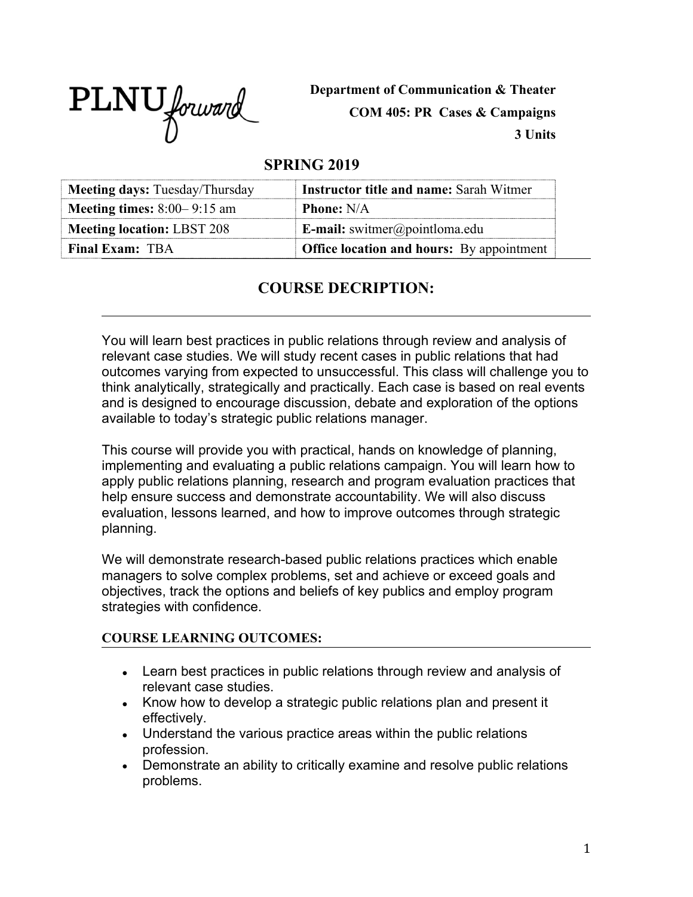**Department of Communication & Theater**

**COM 405: PR Cases & Campaigns**

**3 Units**

## SPRING 2019

| **Meeting days:** Tuesday/Thursday | **Instructor title and name:** Sarah Witmer |
|---|---|
| **Meeting times:** 8:00– 9:15 am | **Phone:** N/A |
| **Meeting location:** LBST 208 | **E-mail:** switmer@pointloma.edu |
| **Final Exam:** TBA | **Office location and hours:** By appointment |

## COURSE DECRIPTION:

You will learn best practices in public relations through review and analysis of relevant case studies. We will study recent cases in public relations that had outcomes varying from expected to unsuccessful. This class will challenge you to think analytically, strategically and practically. Each case is based on real events and is designed to encourage discussion, debate and exploration of the options available to today's strategic public relations manager.

This course will provide you with practical, hands on knowledge of planning, implementing and evaluating a public relations campaign. You will learn how to apply public relations planning, research and program evaluation practices that help ensure success and demonstrate accountability. We will also discuss evaluation, lessons learned, and how to improve outcomes through strategic planning.

We will demonstrate research-based public relations practices which enable managers to solve complex problems, set and achieve or exceed goals and objectives, track the options and beliefs of key publics and employ program strategies with confidence.

### COURSE LEARNING OUTCOMES:

- Learn best practices in public relations through review and analysis of relevant case studies.
- Know how to develop a strategic public relations plan and present it effectively.
- Understand the various practice areas within the public relations profession.
- Demonstrate an ability to critically examine and resolve public relations problems.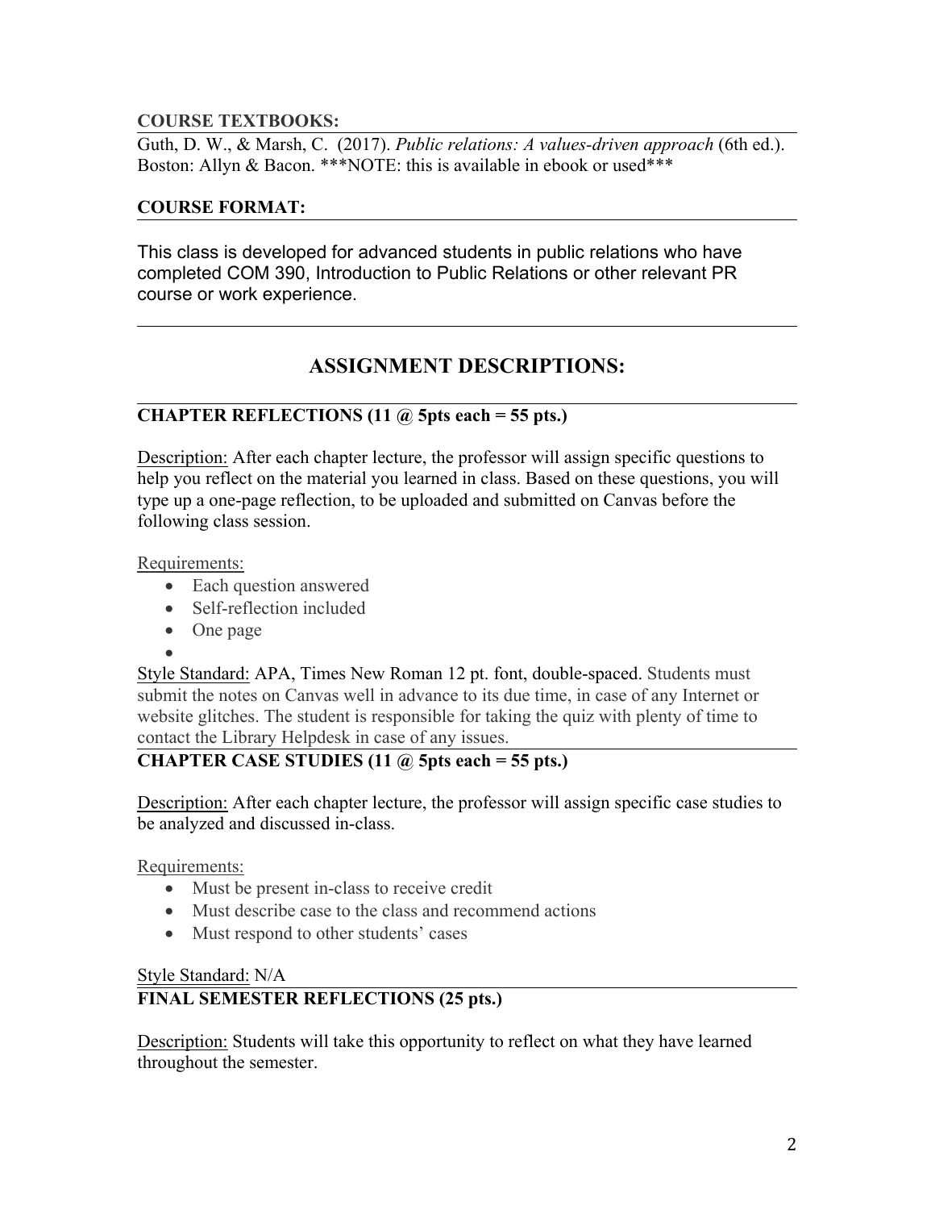**COURSE TEXTBOOKS:**

Guth, D. W., & Marsh, C. (2017). *Public relations: A values-driven approach* (6th ed.). Boston: Allyn & Bacon. ***NOTE: this is available in ebook or used***

**COURSE FORMAT:**

This class is developed for advanced students in public relations who have completed COM 390, Introduction to Public Relations or other relevant PR course or work experience.

## ASSIGNMENT DESCRIPTIONS:

**CHAPTER REFLECTIONS (11 @ 5pts each = 55 pts.)**

Description: After each chapter lecture, the professor will assign specific questions to help you reflect on the material you learned in class. Based on these questions, you will type up a one-page reflection, to be uploaded and submitted on Canvas before the following class session.

Requirements:

- Each question answered
- Self-reflection included
- One page

Style Standard: APA, Times New Roman 12 pt. font, double-spaced. Students must submit the notes on Canvas well in advance to its due time, in case of any Internet or website glitches. The student is responsible for taking the quiz with plenty of time to contact the Library Helpdesk in case of any issues.

**CHAPTER CASE STUDIES (11 @ 5pts each = 55 pts.)**

Description: After each chapter lecture, the professor will assign specific case studies to be analyzed and discussed in-class.

Requirements:

- Must be present in-class to receive credit
- Must describe case to the class and recommend actions
- Must respond to other students' cases

Style Standard: N/A

**FINAL SEMESTER REFLECTIONS (25 pts.)**

Description: Students will take this opportunity to reflect on what they have learned throughout the semester.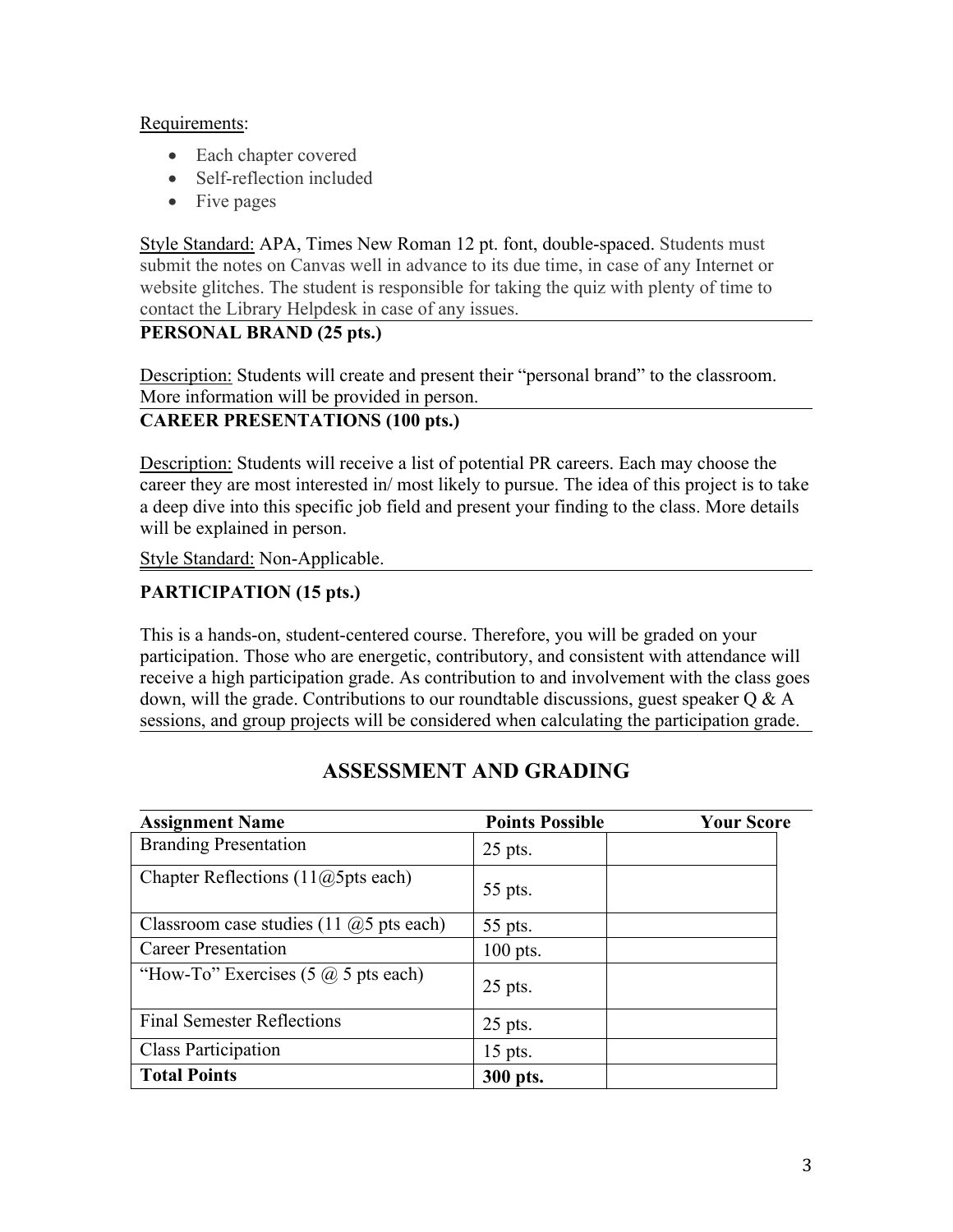Requirements:

- Each chapter covered
- Self-reflection included
- Five pages

Style Standard: APA, Times New Roman 12 pt. font, double-spaced. Students must submit the notes on Canvas well in advance to its due time, in case of any Internet or website glitches. The student is responsible for taking the quiz with plenty of time to contact the Library Helpdesk in case of any issues.

**PERSONAL BRAND (25 pts.)**

Description: Students will create and present their "personal brand" to the classroom. More information will be provided in person.

**CAREER PRESENTATIONS (100 pts.)**

Description: Students will receive a list of potential PR careers. Each may choose the career they are most interested in/ most likely to pursue. The idea of this project is to take a deep dive into this specific job field and present your finding to the class. More details will be explained in person.

Style Standard: Non-Applicable.

**PARTICIPATION (15 pts.)**

This is a hands-on, student-centered course. Therefore, you will be graded on your participation. Those who are energetic, contributory, and consistent with attendance will receive a high participation grade. As contribution to and involvement with the class goes down, will the grade. Contributions to our roundtable discussions, guest speaker Q & A sessions, and group projects will be considered when calculating the participation grade.

## ASSESSMENT AND GRADING

| Assignment Name | Points Possible | Your Score |
|---|---|---|
| Branding Presentation | 25 pts. | |
| Chapter Reflections (11@5pts each) | 55 pts. | |
| Classroom case studies (11 @5 pts each) | 55 pts. | |
| Career Presentation | 100 pts. | |
| "How-To" Exercises (5 @ 5 pts each) | 25 pts. | |
| Final Semester Reflections | 25 pts. | |
| Class Participation | 15 pts. | |
| **Total Points** | **300 pts.** | |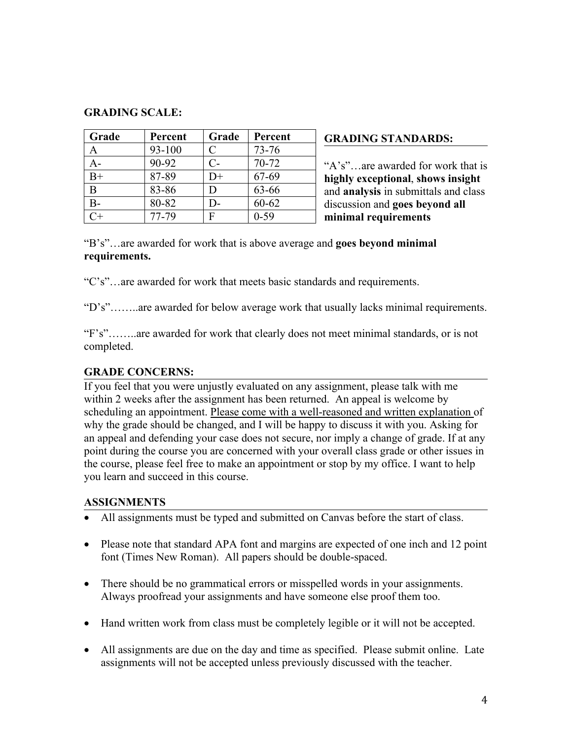## GRADING SCALE:

| Grade | Percent | Grade | Percent |
|---|---|---|---|
| A | 93-100 | C | 73-76 |
| A- | 90-92 | C- | 70-72 |
| B+ | 87-89 | D+ | 67-69 |
| B | 83-86 | D | 63-66 |
| B- | 80-82 | D- | 60-62 |
| C+ | 77-79 | F | 0-59 |

## GRADING STANDARDS:

"A's"…are awarded for work that is **highly exceptional**, **shows insight** and **analysis** in submittals and class discussion and **goes beyond all minimal requirements**

"B's"…are awarded for work that is above average and **goes beyond minimal requirements.**

"C's"…are awarded for work that meets basic standards and requirements.

"D's"……..are awarded for below average work that usually lacks minimal requirements.

"F's"……..are awarded for work that clearly does not meet minimal standards, or is not completed.

## GRADE CONCERNS:

If you feel that you were unjustly evaluated on any assignment, please talk with me within 2 weeks after the assignment has been returned. An appeal is welcome by scheduling an appointment. <u>Please come with a well-reasoned and written explanation</u> of why the grade should be changed, and I will be happy to discuss it with you. Asking for an appeal and defending your case does not secure, nor imply a change of grade. If at any point during the course you are concerned with your overall class grade or other issues in the course, please feel free to make an appointment or stop by my office. I want to help you learn and succeed in this course.

## ASSIGNMENTS

- All assignments must be typed and submitted on Canvas before the start of class.
- Please note that standard APA font and margins are expected of one inch and 12 point font (Times New Roman). All papers should be double-spaced.
- There should be no grammatical errors or misspelled words in your assignments. Always proofread your assignments and have someone else proof them too.
- Hand written work from class must be completely legible or it will not be accepted.
- All assignments are due on the day and time as specified. Please submit online. Late assignments will not be accepted unless previously discussed with the teacher.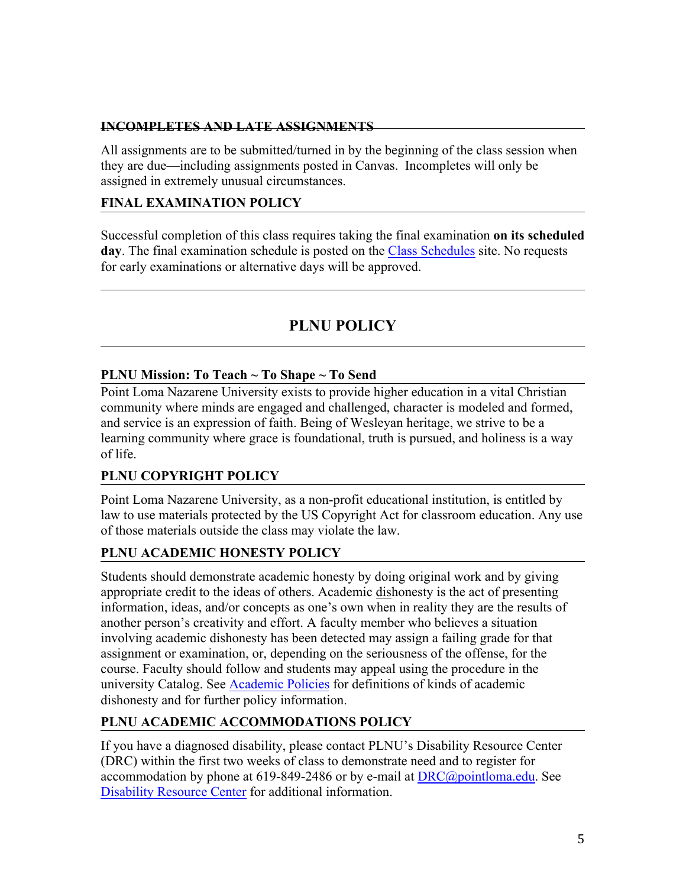### INCOMPLETES AND LATE ASSIGNMENTS

All assignments are to be submitted/turned in by the beginning of the class session when they are due—including assignments posted in Canvas. Incompletes will only be assigned in extremely unusual circumstances.

### FINAL EXAMINATION POLICY

Successful completion of this class requires taking the final examination **on its scheduled day**. The final examination schedule is posted on the Class Schedules site. No requests for early examinations or alternative days will be approved.

## PLNU POLICY

### PLNU Mission: To Teach ~ To Shape ~ To Send

Point Loma Nazarene University exists to provide higher education in a vital Christian community where minds are engaged and challenged, character is modeled and formed, and service is an expression of faith. Being of Wesleyan heritage, we strive to be a learning community where grace is foundational, truth is pursued, and holiness is a way of life.

### PLNU COPYRIGHT POLICY

Point Loma Nazarene University, as a non-profit educational institution, is entitled by law to use materials protected by the US Copyright Act for classroom education. Any use of those materials outside the class may violate the law.

### PLNU ACADEMIC HONESTY POLICY

Students should demonstrate academic honesty by doing original work and by giving appropriate credit to the ideas of others. Academic dishonesty is the act of presenting information, ideas, and/or concepts as one's own when in reality they are the results of another person's creativity and effort. A faculty member who believes a situation involving academic dishonesty has been detected may assign a failing grade for that assignment or examination, or, depending on the seriousness of the offense, for the course. Faculty should follow and students may appeal using the procedure in the university Catalog. See Academic Policies for definitions of kinds of academic dishonesty and for further policy information.

### PLNU ACADEMIC ACCOMMODATIONS POLICY

If you have a diagnosed disability, please contact PLNU's Disability Resource Center (DRC) within the first two weeks of class to demonstrate need and to register for accommodation by phone at 619-849-2486 or by e-mail at DRC@pointloma.edu. See Disability Resource Center for additional information.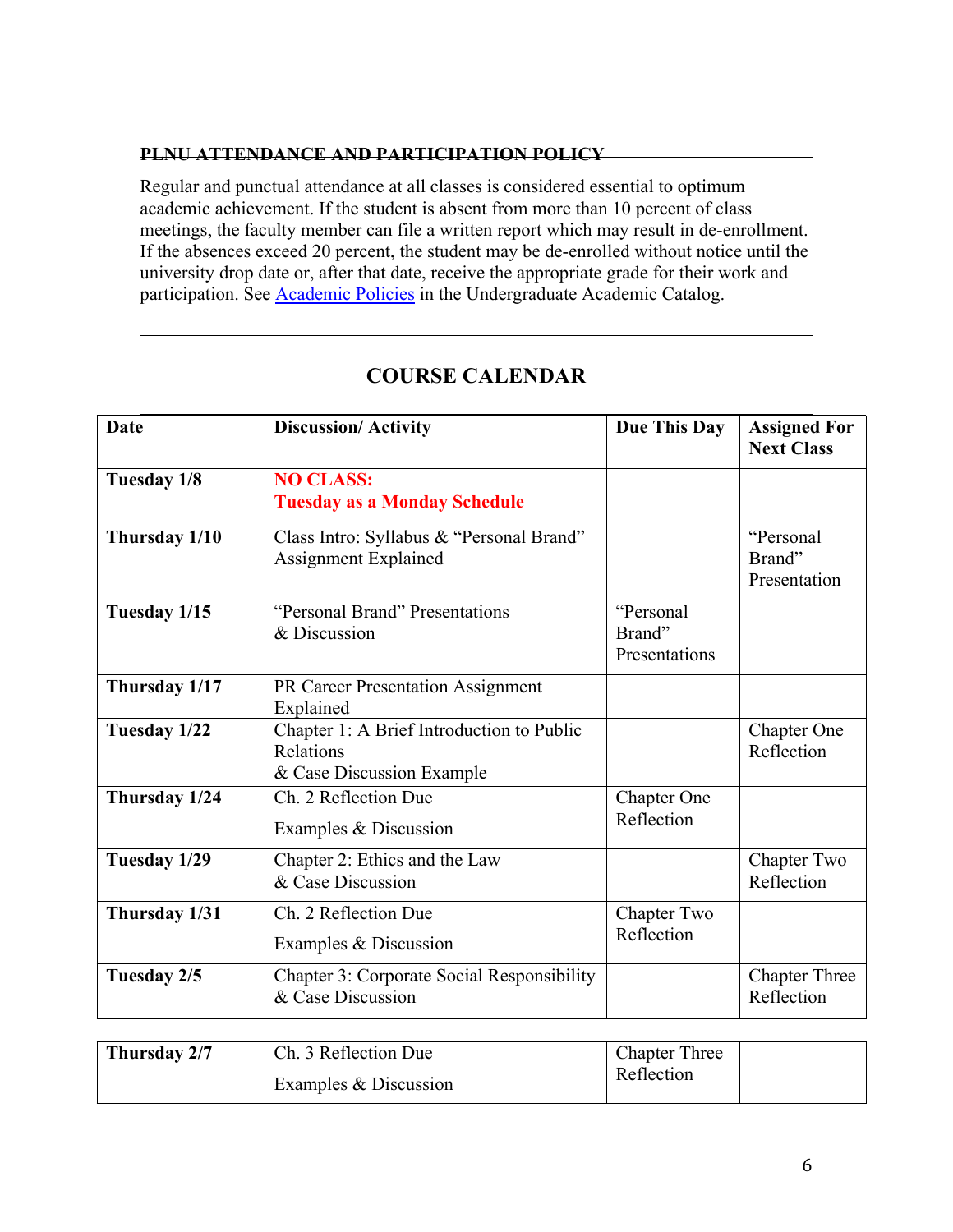**PLNU ATTENDANCE AND PARTICIPATION POLICY**

Regular and punctual attendance at all classes is considered essential to optimum academic achievement. If the student is absent from more than 10 percent of class meetings, the faculty member can file a written report which may result in de-enrollment. If the absences exceed 20 percent, the student may be de-enrolled without notice until the university drop date or, after that date, receive the appropriate grade for their work and participation. See Academic Policies in the Undergraduate Academic Catalog.

## COURSE CALENDAR

| Date | Discussion/ Activity | Due This Day | Assigned For Next Class |
|---|---|---|---|
| **Tuesday 1/8** | **NO CLASS: Tuesday as a Monday Schedule** | | |
| **Thursday 1/10** | Class Intro: Syllabus & "Personal Brand" Assignment Explained | | "Personal Brand" Presentation |
| **Tuesday 1/15** | "Personal Brand" Presentations & Discussion | "Personal Brand" Presentations | |
| **Thursday 1/17** | PR Career Presentation Assignment Explained | | |
| **Tuesday 1/22** | Chapter 1: A Brief Introduction to Public Relations & Case Discussion Example | | Chapter One Reflection |
| **Thursday 1/24** | Ch. 2 Reflection Due<br>Examples & Discussion | Chapter One Reflection | |
| **Tuesday 1/29** | Chapter 2: Ethics and the Law & Case Discussion | | Chapter Two Reflection |
| **Thursday 1/31** | Ch. 2 Reflection Due<br>Examples & Discussion | Chapter Two Reflection | |
| **Tuesday 2/5** | Chapter 3: Corporate Social Responsibility & Case Discussion | | Chapter Three Reflection |
| **Thursday 2/7** | Ch. 3 Reflection Due<br>Examples & Discussion | Chapter Three Reflection | |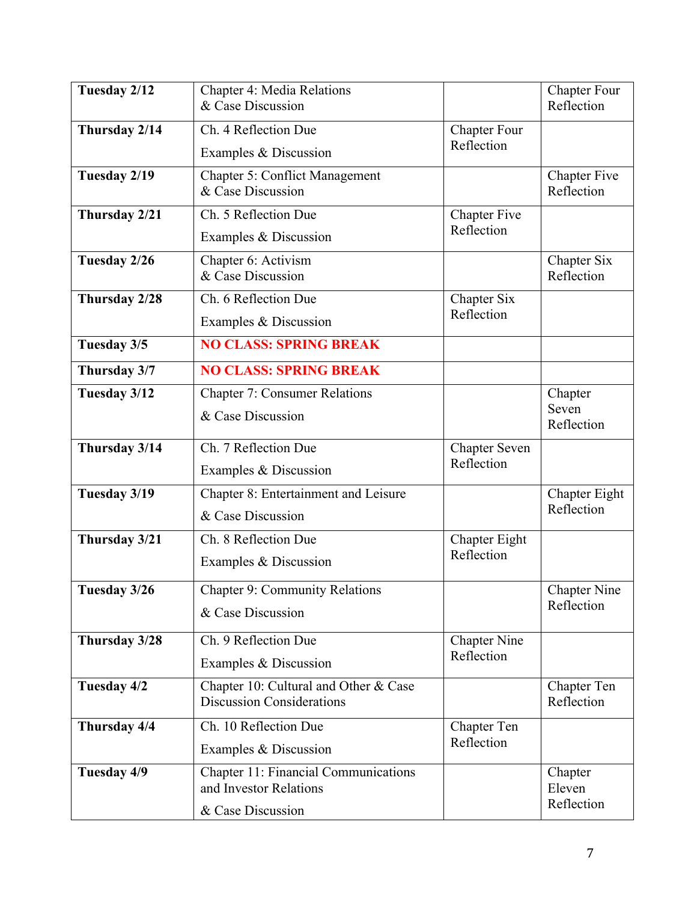| | | | |
|---|---|---|---|
| **Tuesday 2/12** | Chapter 4: Media Relations & Case Discussion | | Chapter Four Reflection |
| **Thursday 2/14** | Ch. 4 Reflection Due<br>Examples & Discussion | Chapter Four Reflection | |
| **Tuesday 2/19** | Chapter 5: Conflict Management & Case Discussion | | Chapter Five Reflection |
| **Thursday 2/21** | Ch. 5 Reflection Due<br>Examples & Discussion | Chapter Five Reflection | |
| **Tuesday 2/26** | Chapter 6: Activism & Case Discussion | | Chapter Six Reflection |
| **Thursday 2/28** | Ch. 6 Reflection Due<br>Examples & Discussion | Chapter Six Reflection | |
| **Tuesday 3/5** | **NO CLASS: SPRING BREAK** | | |
| **Thursday 3/7** | **NO CLASS: SPRING BREAK** | | |
| **Tuesday 3/12** | Chapter 7: Consumer Relations<br>& Case Discussion | | Chapter Seven Reflection |
| **Thursday 3/14** | Ch. 7 Reflection Due<br>Examples & Discussion | Chapter Seven Reflection | |
| **Tuesday 3/19** | Chapter 8: Entertainment and Leisure<br>& Case Discussion | | Chapter Eight Reflection |
| **Thursday 3/21** | Ch. 8 Reflection Due<br>Examples & Discussion | Chapter Eight Reflection | |
| **Tuesday 3/26** | Chapter 9: Community Relations<br>& Case Discussion | | Chapter Nine Reflection |
| **Thursday 3/28** | Ch. 9 Reflection Due<br>Examples & Discussion | Chapter Nine Reflection | |
| **Tuesday 4/2** | Chapter 10: Cultural and Other & Case Discussion Considerations | | Chapter Ten Reflection |
| **Thursday 4/4** | Ch. 10 Reflection Due<br>Examples & Discussion | Chapter Ten Reflection | |
| **Tuesday 4/9** | Chapter 11: Financial Communications and Investor Relations<br>& Case Discussion | | Chapter Eleven Reflection |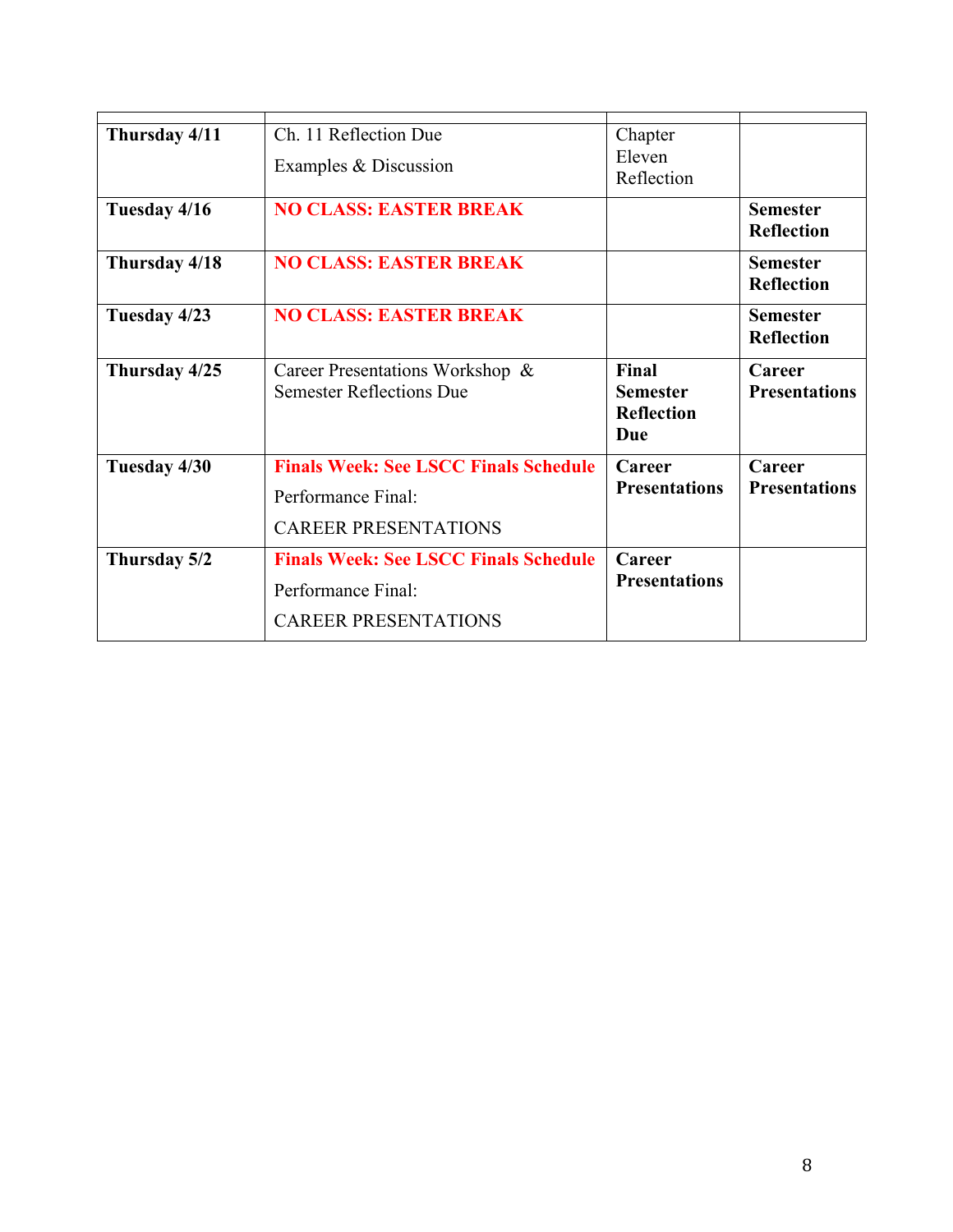| | | | |
|---|---|---|---|
| **Thursday 4/11** | Ch. 11 Reflection Due<br>Examples & Discussion | Chapter Eleven Reflection | |
| **Tuesday 4/16** | **NO CLASS: EASTER BREAK** | | **Semester Reflection** |
| **Thursday 4/18** | **NO CLASS: EASTER BREAK** | | **Semester Reflection** |
| **Tuesday 4/23** | **NO CLASS: EASTER BREAK** | | **Semester Reflection** |
| **Thursday 4/25** | Career Presentations Workshop & Semester Reflections Due | **Final Semester Reflection Due** | **Career Presentations** |
| **Tuesday 4/30** | **Finals Week: See LSCC Finals Schedule**<br>Performance Final:<br>CAREER PRESENTATIONS | **Career Presentations** | **Career Presentations** |
| **Thursday 5/2** | **Finals Week: See LSCC Finals Schedule**<br>Performance Final:<br>CAREER PRESENTATIONS | **Career Presentations** | |